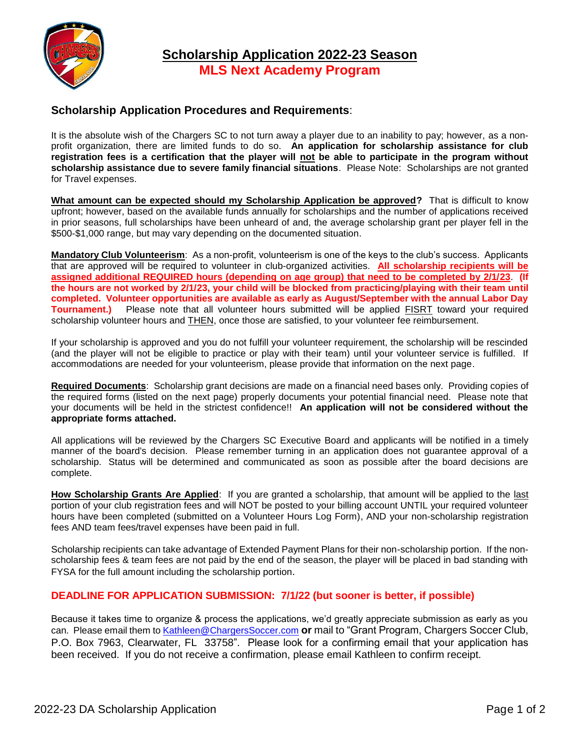# Scholarship Application 2022-23 Season

## MLS Next Academy Program

### Scholarship Application Procedures and Requirements:

It is the absolute wish of the Chargers SC to not turn away a player due to an inability to pay; however, as a non-profit organization, there are limited funds to do so. **An application for scholarship assistance for club registration fees is a certification that the player will not be able to participate in the program without scholarship assistance due to severe family financial situations**. Please Note: Scholarships are not granted for Travel expenses.

**What amount can be expected should my Scholarship Application be approved?** That is difficult to know upfront; however, based on the available funds annually for scholarships and the number of applications received in prior seasons, full scholarships have been unheard of and, the average scholarship grant per player fell in the $500-$1,000 range, but may vary depending on the documented situation.

**Mandatory Club Volunteerism**: As a non-profit, volunteerism is one of the keys to the club's success. Applicants that are approved will be required to volunteer in club-organized activities. **All scholarship recipients will be assigned additional REQUIRED hours (depending on age group) that need to be completed by 2/1/23**. **(If the hours are not worked by 2/1/23, your child will be blocked from practicing/playing with their team until completed. Volunteer opportunities are available as early as August/September with the annual Labor Day Tournament.)** Please note that all volunteer hours submitted will be applied FISRT toward your required scholarship volunteer hours and THEN, once those are satisfied, to your volunteer fee reimbursement.

If your scholarship is approved and you do not fulfill your volunteer requirement, the scholarship will be rescinded (and the player will not be eligible to practice or play with their team) until your volunteer service is fulfilled. If accommodations are needed for your volunteerism, please provide that information on the next page.

**Required Documents**: Scholarship grant decisions are made on a financial need bases only. Providing copies of the required forms (listed on the next page) properly documents your potential financial need. Please note that your documents will be held in the strictest confidence!! **An application will not be considered without the appropriate forms attached.**

All applications will be reviewed by the Chargers SC Executive Board and applicants will be notified in a timely manner of the board's decision. Please remember turning in an application does not guarantee approval of a scholarship. Status will be determined and communicated as soon as possible after the board decisions are complete.

**How Scholarship Grants Are Applied**: If you are granted a scholarship, that amount will be applied to the last portion of your club registration fees and will NOT be posted to your billing account UNTIL your required volunteer hours have been completed (submitted on a Volunteer Hours Log Form), AND your non-scholarship registration fees AND team fees/travel expenses have been paid in full.

Scholarship recipients can take advantage of Extended Payment Plans for their non-scholarship portion. If the non-scholarship fees & team fees are not paid by the end of the season, the player will be placed in bad standing with FYSA for the full amount including the scholarship portion.

**DEADLINE FOR APPLICATION SUBMISSION: 7/1/22 (but sooner is better, if possible)**

Because it takes time to organize & process the applications, we'd greatly appreciate submission as early as you can. Please email them to Kathleen@ChargersSoccer.com **or** mail to "Grant Program, Chargers Soccer Club, P.O. Box 7963, Clearwater, FL 33758". Please look for a confirming email that your application has been received. If you do not receive a confirmation, please email Kathleen to confirm receipt.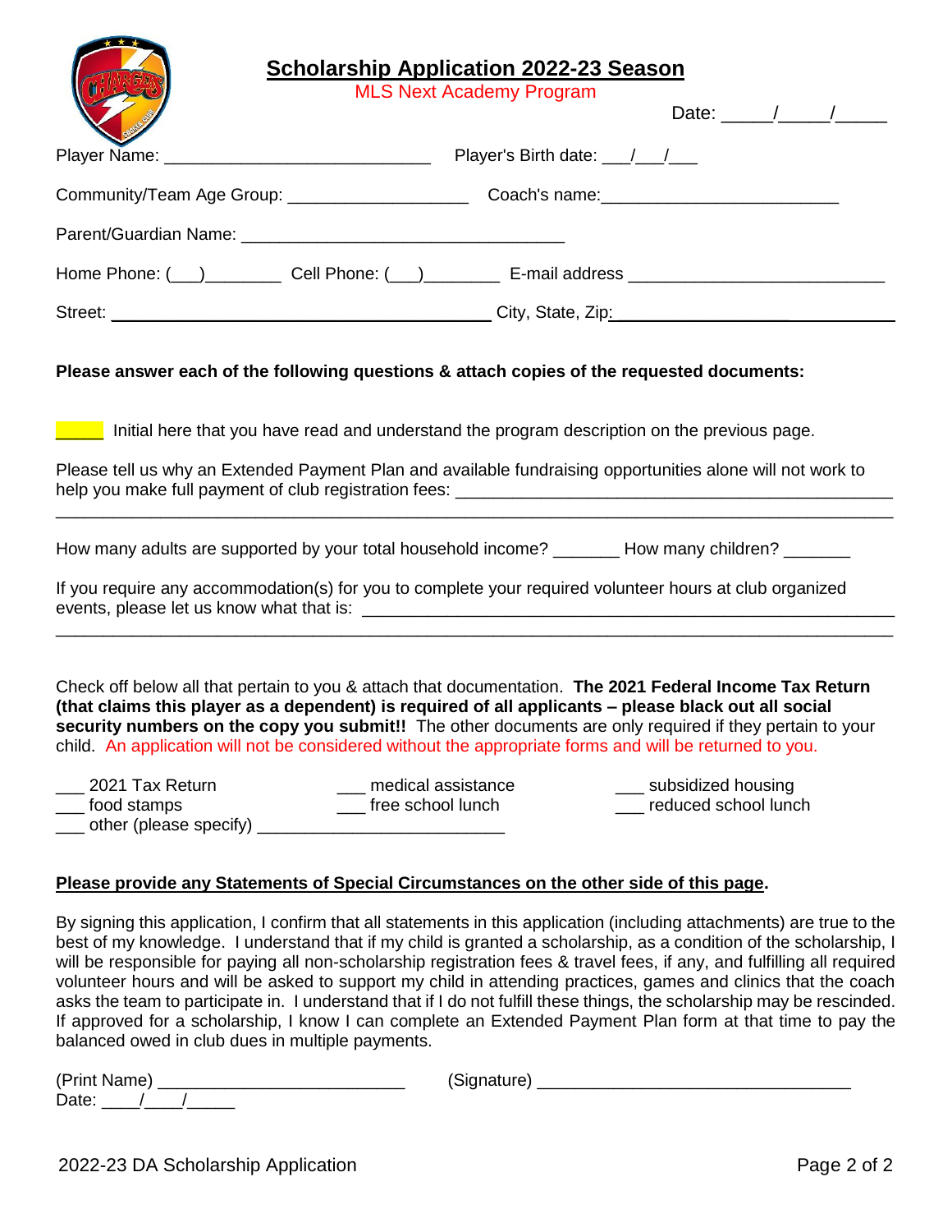# Scholarship Application 2022-23 Season

MLS Next Academy Program

Date: _____/_____/_____

Player Name: ____________________________ Player's Birth date: ___/___/___

Community/Team Age Group: ___________________ Coach's name:________________________

Parent/Guardian Name: __________________________________

Home Phone: (___)________ Cell Phone: (___)________ E-mail address __________________________

Street: ________________________________________ City, State, Zip:___________________________

**Please answer each of the following questions & attach copies of the requested documents:**

_____ Initial here that you have read and understand the program description on the previous page.

Please tell us why an Extended Payment Plan and available fundraising opportunities alone will not work to help you make full payment of club registration fees: _______________________________________________
_____________________________________________________________________________________

How many adults are supported by your total household income? _______ How many children? _______

If you require any accommodation(s) for you to complete your required volunteer hours at club organized events, please let us know what that is: ___________________________________________________
_____________________________________________________________________________________

Check off below all that pertain to you & attach that documentation. **The 2021 Federal Income Tax Return (that claims this player as a dependent) is required of all applicants – please black out all social security numbers on the copy you submit!!** The other documents are only required if they pertain to your child. An application will not be considered without the appropriate forms and will be returned to you.

___ 2021 Tax Return
___ medical assistance
___ subsidized housing
___ food stamps
___ free school lunch
___ reduced school lunch
___ other (please specify) __________________________

**Please provide any Statements of Special Circumstances on the other side of this page.**

By signing this application, I confirm that all statements in this application (including attachments) are true to the best of my knowledge. I understand that if my child is granted a scholarship, as a condition of the scholarship, I will be responsible for paying all non-scholarship registration fees & travel fees, if any, and fulfilling all required volunteer hours and will be asked to support my child in attending practices, games and clinics that the coach asks the team to participate in. I understand that if I do not fulfill these things, the scholarship may be rescinded. If approved for a scholarship, I know I can complete an Extended Payment Plan form at that time to pay the balanced owed in club dues in multiple payments.

(Print Name) __________________________ (Signature) _________________________________

Date: ____/____/_____

2022-23 DA Scholarship Application